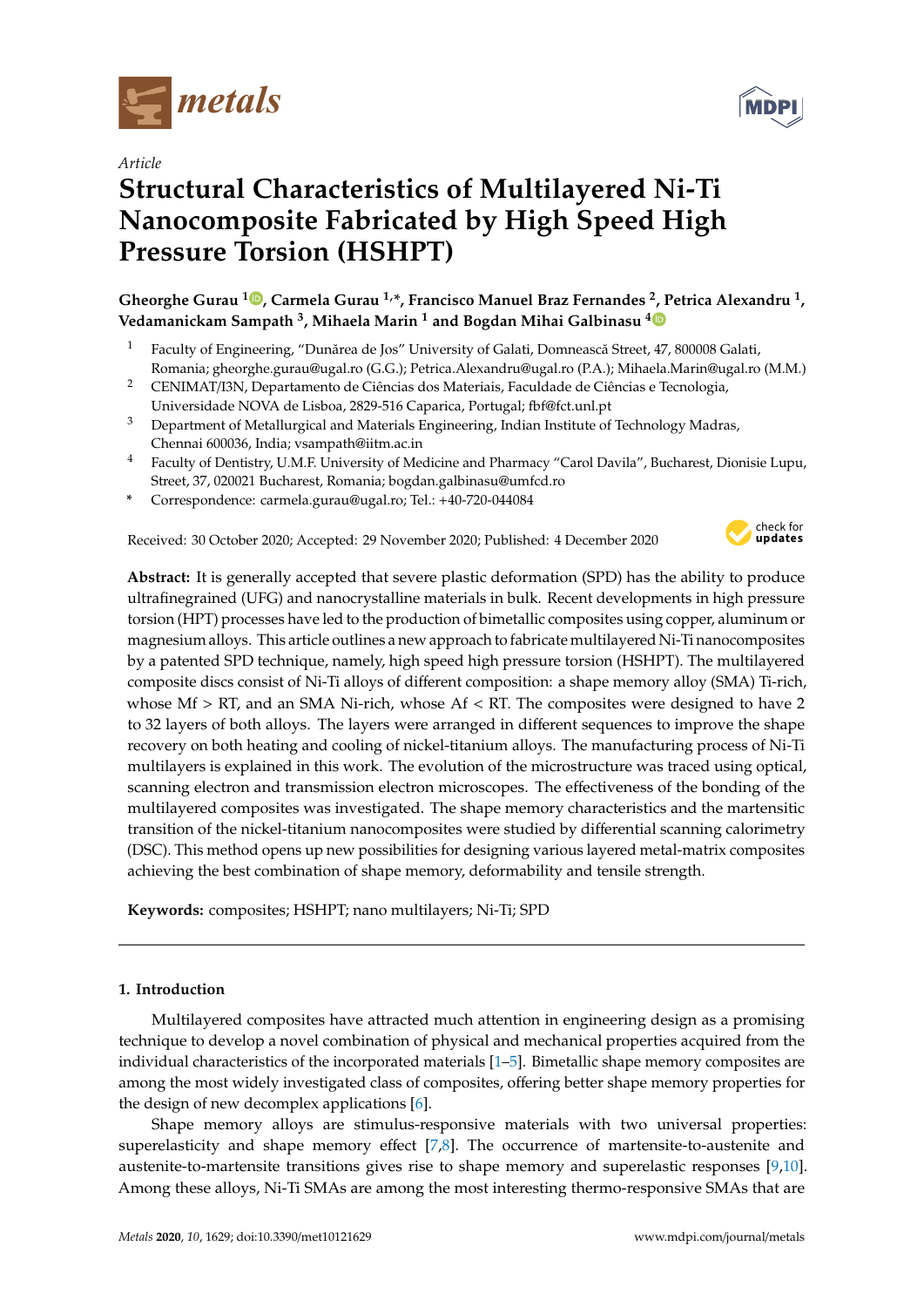Article

# Structural Characteristics of Multilayered Ni-Ti Nanocomposite Fabricated by High Speed High Pressure Torsion (HSHPT)

**Gheorghe Gurau [1], Carmela Gurau [1,*], Francisco Manuel Braz Fernandes [2], Petrica Alexandru [1], Vedamanickam Sampath [3], Mihaela Marin [1] and Bogdan Mihai Galbinasu [4]**

[1] Faculty of Engineering, "Dunărea de Jos" University of Galati, Domnească Street, 47, 800008 Galati, Romania; gheorghe.gurau@ugal.ro (G.G.); Petrica.Alexandru@ugal.ro (P.A.); Mihaela.Marin@ugal.ro (M.M.)

[2] CENIMAT/I3N, Departamento de Ciências dos Materiais, Faculdade de Ciências e Tecnologia, Universidade NOVA de Lisboa, 2829-516 Caparica, Portugal; fbf@fct.unl.pt

[3] Department of Metallurgical and Materials Engineering, Indian Institute of Technology Madras, Chennai 600036, India; vsampath@iitm.ac.in

[4] Faculty of Dentistry, U.M.F. University of Medicine and Pharmacy "Carol Davila", Bucharest, Dionisie Lupu, Street, 37, 020021 Bucharest, Romania; bogdan.galbinasu@umfcd.ro

\* Correspondence: carmela.gurau@ugal.ro; Tel.: +40-720-044084

Received: 30 October 2020; Accepted: 29 November 2020; Published: 4 December 2020

**Abstract:** It is generally accepted that severe plastic deformation (SPD) has the ability to produce ultrafinegrained (UFG) and nanocrystalline materials in bulk. Recent developments in high pressure torsion (HPT) processes have led to the production of bimetallic composites using copper, aluminum or magnesium alloys. This article outlines a new approach to fabricate multilayered Ni-Ti nanocomposites by a patented SPD technique, namely, high speed high pressure torsion (HSHPT). The multilayered composite discs consist of Ni-Ti alloys of different composition: a shape memory alloy (SMA) Ti-rich, whose Mf > RT, and an SMA Ni-rich, whose Af < RT. The composites were designed to have 2 to 32 layers of both alloys. The layers were arranged in different sequences to improve the shape recovery on both heating and cooling of nickel-titanium alloys. The manufacturing process of Ni-Ti multilayers is explained in this work. The evolution of the microstructure was traced using optical, scanning electron and transmission electron microscopes. The effectiveness of the bonding of the multilayered composites was investigated. The shape memory characteristics and the martensitic transition of the nickel-titanium nanocomposites were studied by differential scanning calorimetry (DSC). This method opens up new possibilities for designing various layered metal-matrix composites achieving the best combination of shape memory, deformability and tensile strength.

**Keywords:** composites; HSHPT; nano multilayers; Ni-Ti; SPD

## 1. Introduction

Multilayered composites have attracted much attention in engineering design as a promising technique to develop a novel combination of physical and mechanical properties acquired from the individual characteristics of the incorporated materials [1–5]. Bimetallic shape memory composites are among the most widely investigated class of composites, offering better shape memory properties for the design of new decomplex applications [6].

Shape memory alloys are stimulus-responsive materials with two universal properties: superelasticity and shape memory effect [7,8]. The occurrence of martensite-to-austenite and austenite-to-martensite transitions gives rise to shape memory and superelastic responses [9,10]. Among these alloys, Ni-Ti SMAs are among the most interesting thermo-responsive SMAs that are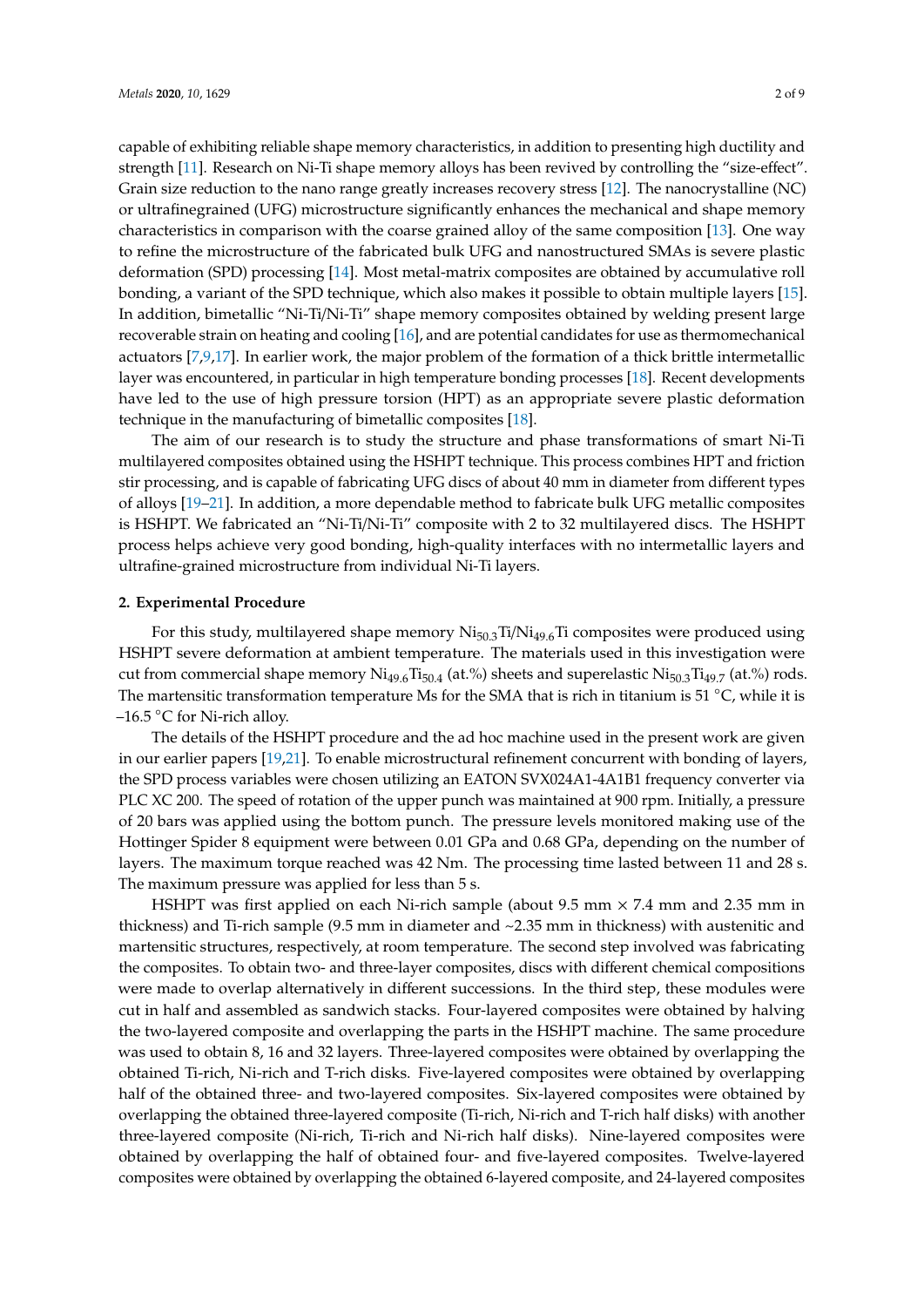capable of exhibiting reliable shape memory characteristics, in addition to presenting high ductility and strength [11]. Research on Ni-Ti shape memory alloys has been revived by controlling the "size-effect". Grain size reduction to the nano range greatly increases recovery stress [12]. The nanocrystalline (NC) or ultrafinegrained (UFG) microstructure significantly enhances the mechanical and shape memory characteristics in comparison with the coarse grained alloy of the same composition [13]. One way to refine the microstructure of the fabricated bulk UFG and nanostructured SMAs is severe plastic deformation (SPD) processing [14]. Most metal-matrix composites are obtained by accumulative roll bonding, a variant of the SPD technique, which also makes it possible to obtain multiple layers [15]. In addition, bimetallic "Ni-Ti/Ni-Ti" shape memory composites obtained by welding present large recoverable strain on heating and cooling [16], and are potential candidates for use as thermomechanical actuators [7,9,17]. In earlier work, the major problem of the formation of a thick brittle intermetallic layer was encountered, in particular in high temperature bonding processes [18]. Recent developments have led to the use of high pressure torsion (HPT) as an appropriate severe plastic deformation technique in the manufacturing of bimetallic composites [18].

The aim of our research is to study the structure and phase transformations of smart Ni-Ti multilayered composites obtained using the HSHPT technique. This process combines HPT and friction stir processing, and is capable of fabricating UFG discs of about 40 mm in diameter from different types of alloys [19–21]. In addition, a more dependable method to fabricate bulk UFG metallic composites is HSHPT. We fabricated an "Ni-Ti/Ni-Ti" composite with 2 to 32 multilayered discs. The HSHPT process helps achieve very good bonding, high-quality interfaces with no intermetallic layers and ultrafine-grained microstructure from individual Ni-Ti layers.

## 2. Experimental Procedure

For this study, multilayered shape memory $Ni_{50.3}Ti/Ni_{49.6}Ti$ composites were produced using HSHPT severe deformation at ambient temperature. The materials used in this investigation were cut from commercial shape memory $Ni_{49.6}Ti_{50.4}$ (at.%) sheets and superelastic $Ni_{50.3}Ti_{49.7}$ (at.%) rods. The martensitic transformation temperature Ms for the SMA that is rich in titanium is 51 °C, while it is –16.5 °C for Ni-rich alloy.

The details of the HSHPT procedure and the ad hoc machine used in the present work are given in our earlier papers [19,21]. To enable microstructural refinement concurrent with bonding of layers, the SPD process variables were chosen utilizing an EATON SVX024A1-4A1B1 frequency converter via PLC XC 200. The speed of rotation of the upper punch was maintained at 900 rpm. Initially, a pressure of 20 bars was applied using the bottom punch. The pressure levels monitored making use of the Hottinger Spider 8 equipment were between 0.01 GPa and 0.68 GPa, depending on the number of layers. The maximum torque reached was 42 Nm. The processing time lasted between 11 and 28 s. The maximum pressure was applied for less than 5 s.

HSHPT was first applied on each Ni-rich sample (about 9.5 mm × 7.4 mm and 2.35 mm in thickness) and Ti-rich sample (9.5 mm in diameter and ~2.35 mm in thickness) with austenitic and martensitic structures, respectively, at room temperature. The second step involved was fabricating the composites. To obtain two- and three-layer composites, discs with different chemical compositions were made to overlap alternatively in different successions. In the third step, these modules were cut in half and assembled as sandwich stacks. Four-layered composites were obtained by halving the two-layered composite and overlapping the parts in the HSHPT machine. The same procedure was used to obtain 8, 16 and 32 layers. Three-layered composites were obtained by overlapping the obtained Ti-rich, Ni-rich and T-rich disks. Five-layered composites were obtained by overlapping half of the obtained three- and two-layered composites. Six-layered composites were obtained by overlapping the obtained three-layered composite (Ti-rich, Ni-rich and T-rich half disks) with another three-layered composite (Ni-rich, Ti-rich and Ni-rich half disks). Nine-layered composites were obtained by overlapping the half of obtained four- and five-layered composites. Twelve-layered composites were obtained by overlapping the obtained 6-layered composite, and 24-layered composites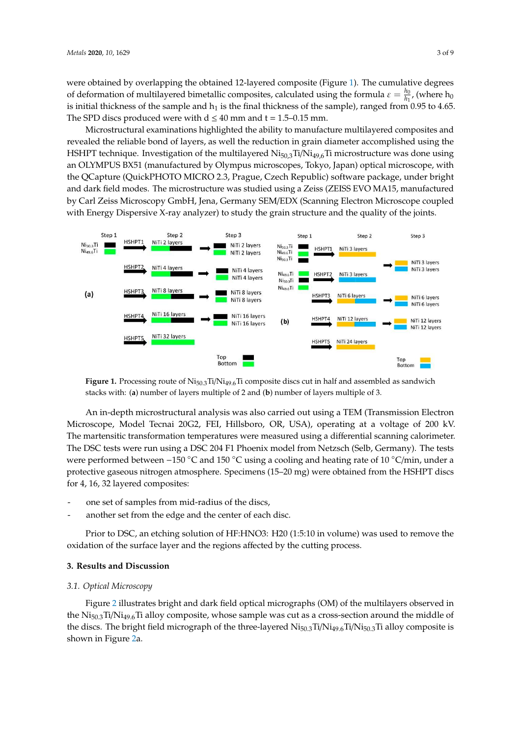were obtained by overlapping the obtained 12-layered composite (Figure 1). The cumulative degrees of deformation of multilayered bimetallic composites, calculated using the formula $\varepsilon = \frac{h_0}{h_1}$, (where $h_0$ is initial thickness of the sample and $h_1$ is the final thickness of the sample), ranged from 0.95 to 4.65. The SPD discs produced were with d ≤ 40 mm and t = 1.5–0.15 mm.

Microstructural examinations highlighted the ability to manufacture multilayered composites and revealed the reliable bond of layers, as well the reduction in grain diameter accomplished using the HSHPT technique. Investigation of the multilayered $Ni_{50,3}Ti/Ni_{49,6}Ti$ microstructure was done using an OLYMPUS BX51 (manufactured by Olympus microscopes, Tokyo, Japan) optical microscope, with the QCapture (QuickPHOTO MICRO 2.3, Prague, Czech Republic) software package, under bright and dark field modes. The microstructure was studied using a Zeiss (ZEISS EVO MA15, manufactured by Carl Zeiss Microscopy GmbH, Jena, Germany SEM/EDX (Scanning Electron Microscope coupled with Energy Dispersive X-ray analyzer) to study the grain structure and the quality of the joints.

**Figure 1.** Processing route of $Ni_{50.3}Ti/Ni_{49.6}Ti$ composite discs cut in half and assembled as sandwich stacks with: (**a**) number of layers multiple of 2 and (**b**) number of layers multiple of 3.

An in-depth microstructural analysis was also carried out using a TEM (Transmission Electron Microscope, Model Tecnai 20G2, FEI, Hillsboro, OR, USA), operating at a voltage of 200 kV. The martensitic transformation temperatures were measured using a differential scanning calorimeter. The DSC tests were run using a DSC 204 F1 Phoenix model from Netzsch (Selb, Germany). The tests were performed between −150 °C and 150 °C using a cooling and heating rate of 10 °C/min, under a protective gaseous nitrogen atmosphere. Specimens (15–20 mg) were obtained from the HSHPT discs for 4, 16, 32 layered composites:

- one set of samples from mid-radius of the discs,
- another set from the edge and the center of each disc.

Prior to DSC, an etching solution of HF:HNO3: H20 (1:5:10 in volume) was used to remove the oxidation of the surface layer and the regions affected by the cutting process.

## 3. Results and Discussion

### 3.1. Optical Microscopy

Figure 2 illustrates bright and dark field optical micrographs (OM) of the multilayers observed in the $Ni_{50.3}Ti/Ni_{49.6}Ti$ alloy composite, whose sample was cut as a cross-section around the middle of the discs. The bright field micrograph of the three-layered $Ni_{50.3}Ti/Ni_{49.6}Ti/Ni_{50.3}Ti$ alloy composite is shown in Figure 2a.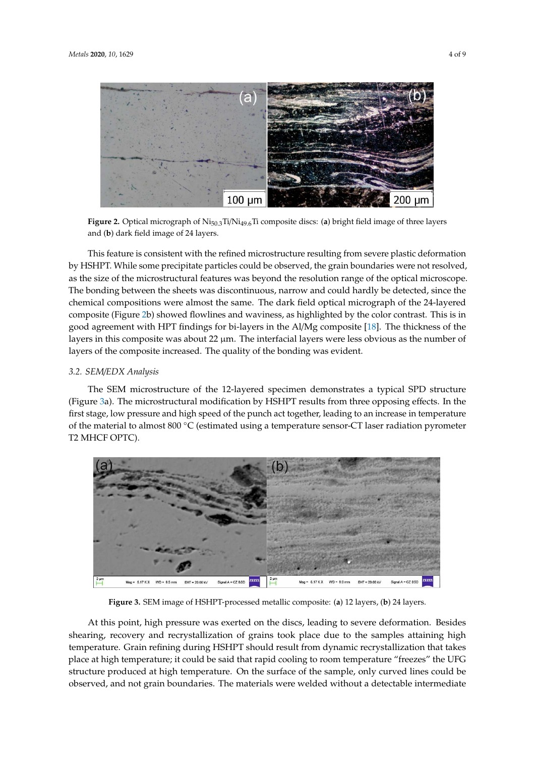**Figure 2.** Optical micrograph of $Ni_{50.3}Ti/Ni_{49.6}Ti$ composite discs: (**a**) bright field image of three layers and (**b**) dark field image of 24 layers.

This feature is consistent with the refined microstructure resulting from severe plastic deformation by HSHPT. While some precipitate particles could be observed, the grain boundaries were not resolved, as the size of the microstructural features was beyond the resolution range of the optical microscope. The bonding between the sheets was discontinuous, narrow and could hardly be detected, since the chemical compositions were almost the same. The dark field optical micrograph of the 24-layered composite (Figure 2b) showed flowlines and waviness, as highlighted by the color contrast. This is in good agreement with HPT findings for bi-layers in the Al/Mg composite [18]. The thickness of the layers in this composite was about 22 μm. The interfacial layers were less obvious as the number of layers of the composite increased. The quality of the bonding was evident.

### *3.2. SEM/EDX Analysis*

The SEM microstructure of the 12-layered specimen demonstrates a typical SPD structure (Figure 3a). The microstructural modification by HSHPT results from three opposing effects. In the first stage, low pressure and high speed of the punch act together, leading to an increase in temperature of the material to almost 800 °C (estimated using a temperature sensor-CT laser radiation pyrometer T2 MHCF OPTC).

**Figure 3.** SEM image of HSHPT-processed metallic composite: (**a**) 12 layers, (**b**) 24 layers.

At this point, high pressure was exerted on the discs, leading to severe deformation. Besides shearing, recovery and recrystallization of grains took place due to the samples attaining high temperature. Grain refining during HSHPT should result from dynamic recrystallization that takes place at high temperature; it could be said that rapid cooling to room temperature "freezes" the UFG structure produced at high temperature. On the surface of the sample, only curved lines could be observed, and not grain boundaries. The materials were welded without a detectable intermediate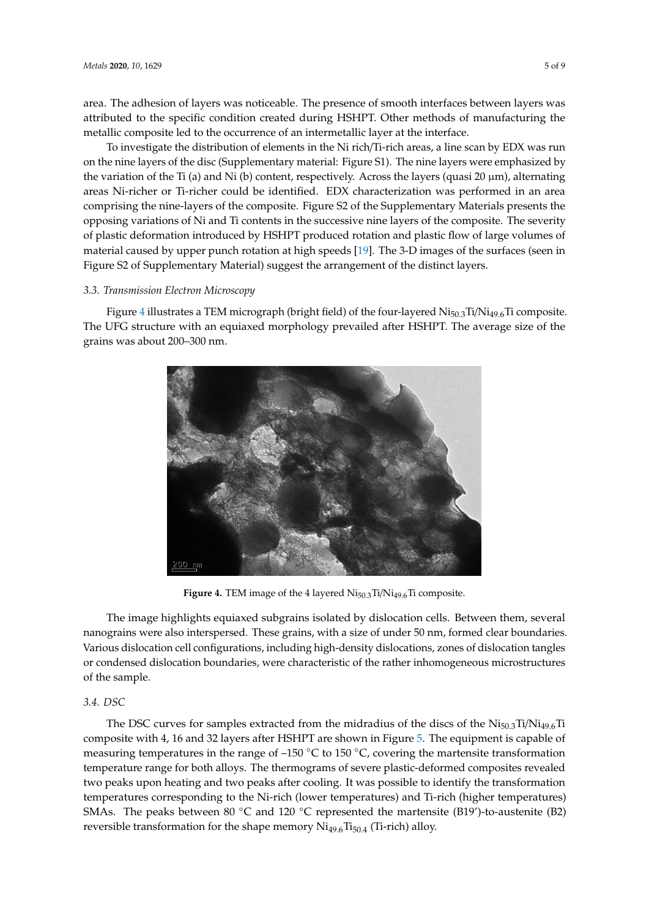area. The adhesion of layers was noticeable. The presence of smooth interfaces between layers was attributed to the specific condition created during HSHPT. Other methods of manufacturing the metallic composite led to the occurrence of an intermetallic layer at the interface.

To investigate the distribution of elements in the Ni rich/Ti-rich areas, a line scan by EDX was run on the nine layers of the disc (Supplementary material: Figure S1). The nine layers were emphasized by the variation of the Ti (a) and Ni (b) content, respectively. Across the layers (quasi 20 μm), alternating areas Ni-richer or Ti-richer could be identified. EDX characterization was performed in an area comprising the nine-layers of the composite. Figure S2 of the Supplementary Materials presents the opposing variations of Ni and Ti contents in the successive nine layers of the composite. The severity of plastic deformation introduced by HSHPT produced rotation and plastic flow of large volumes of material caused by upper punch rotation at high speeds [19]. The 3-D images of the surfaces (seen in Figure S2 of Supplementary Material) suggest the arrangement of the distinct layers.

### 3.3. Transmission Electron Microscopy

Figure 4 illustrates a TEM micrograph (bright field) of the four-layered $Ni_{50.3}Ti/Ni_{49.6}Ti$ composite. The UFG structure with an equiaxed morphology prevailed after HSHPT. The average size of the grains was about 200–300 nm.

**Figure 4.** TEM image of the 4 layered $Ni_{50.3}Ti/Ni_{49.6}Ti$ composite.

The image highlights equiaxed subgrains isolated by dislocation cells. Between them, several nanograins were also interspersed. These grains, with a size of under 50 nm, formed clear boundaries. Various dislocation cell configurations, including high-density dislocations, zones of dislocation tangles or condensed dislocation boundaries, were characteristic of the rather inhomogeneous microstructures of the sample.

### 3.4. DSC

The DSC curves for samples extracted from the midradius of the discs of the $Ni_{50.3}Ti/Ni_{49.6}Ti$ composite with 4, 16 and 32 layers after HSHPT are shown in Figure 5. The equipment is capable of measuring temperatures in the range of –150 °C to 150 °C, covering the martensite transformation temperature range for both alloys. The thermograms of severe plastic-deformed composites revealed two peaks upon heating and two peaks after cooling. It was possible to identify the transformation temperatures corresponding to the Ni-rich (lower temperatures) and Ti-rich (higher temperatures) SMAs. The peaks between 80 °C and 120 °C represented the martensite (B19')-to-austenite (B2) reversible transformation for the shape memory $Ni_{49.6}Ti_{50.4}$ (Ti-rich) alloy.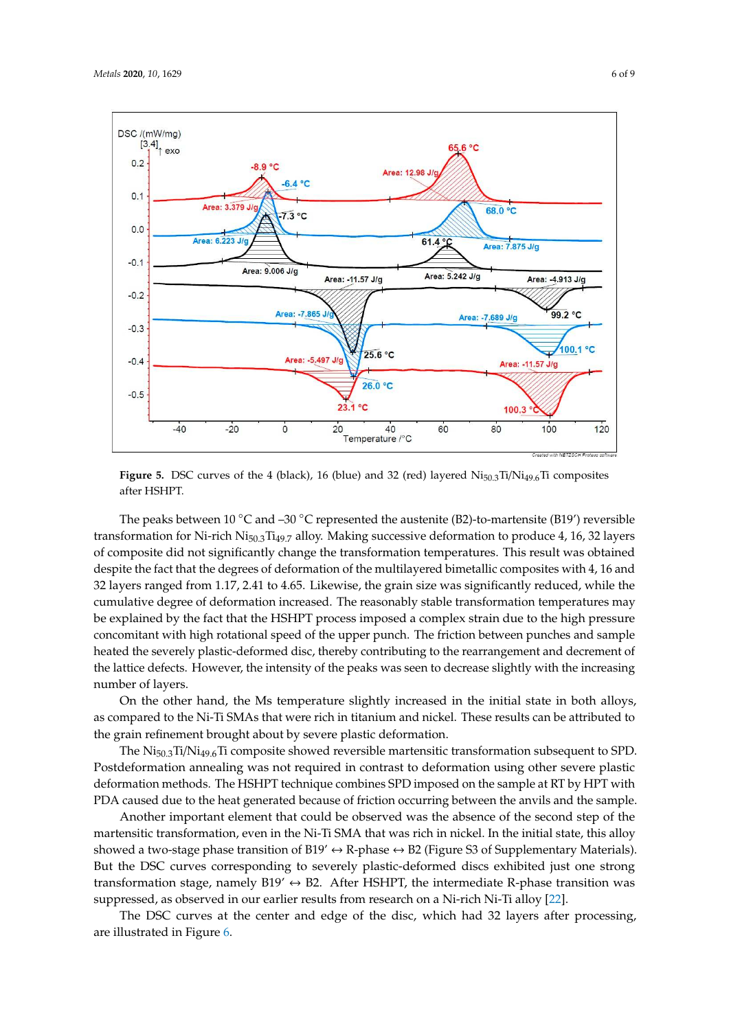**Figure 5.** DSC curves of the 4 (black), 16 (blue) and 32 (red) layered $Ni_{50.3}Ti/Ni_{49.6}Ti$ composites after HSHPT.

The peaks between 10 °C and –30 °C represented the austenite (B2)-to-martensite (B19′) reversible transformation for Ni-rich $Ni_{50.3}Ti_{49.7}$ alloy. Making successive deformation to produce 4, 16, 32 layers of composite did not significantly change the transformation temperatures. This result was obtained despite the fact that the degrees of deformation of the multilayered bimetallic composites with 4, 16 and 32 layers ranged from 1.17, 2.41 to 4.65. Likewise, the grain size was significantly reduced, while the cumulative degree of deformation increased. The reasonably stable transformation temperatures may be explained by the fact that the HSHPT process imposed a complex strain due to the high pressure concomitant with high rotational speed of the upper punch. The friction between punches and sample heated the severely plastic-deformed disc, thereby contributing to the rearrangement and decrement of the lattice defects. However, the intensity of the peaks was seen to decrease slightly with the increasing number of layers.

On the other hand, the Ms temperature slightly increased in the initial state in both alloys, as compared to the Ni-Ti SMAs that were rich in titanium and nickel. These results can be attributed to the grain refinement brought about by severe plastic deformation.

The $Ni_{50.3}Ti/Ni_{49.6}Ti$ composite showed reversible martensitic transformation subsequent to SPD. Postdeformation annealing was not required in contrast to deformation using other severe plastic deformation methods. The HSHPT technique combines SPD imposed on the sample at RT by HPT with PDA caused due to the heat generated because of friction occurring between the anvils and the sample.

Another important element that could be observed was the absence of the second step of the martensitic transformation, even in the Ni-Ti SMA that was rich in nickel. In the initial state, this alloy showed a two-stage phase transition of B19′ ↔ R-phase ↔ B2 (Figure S3 of Supplementary Materials). But the DSC curves corresponding to severely plastic-deformed discs exhibited just one strong transformation stage, namely B19′ ↔ B2. After HSHPT, the intermediate R-phase transition was suppressed, as observed in our earlier results from research on a Ni-rich Ni-Ti alloy [22].

The DSC curves at the center and edge of the disc, which had 32 layers after processing, are illustrated in Figure 6.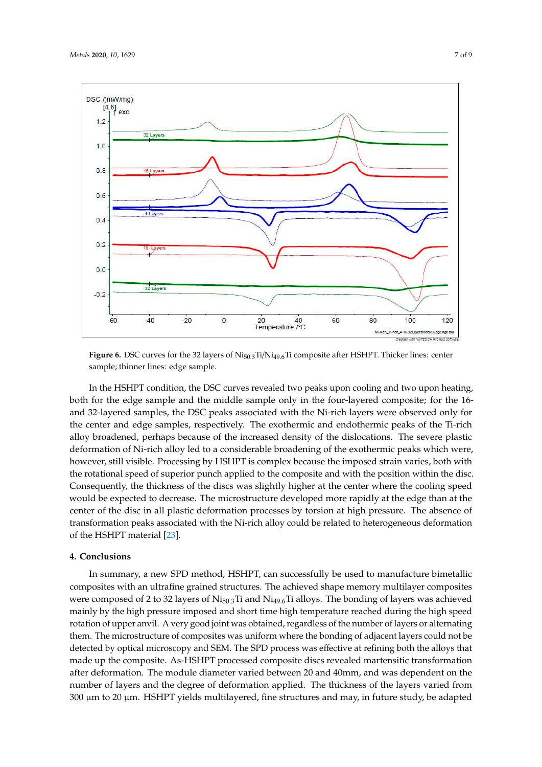**Figure 6.** DSC curves for the 32 layers of $Ni_{50.3}Ti/Ni_{49.6}Ti$ composite after HSHPT. Thicker lines: center sample; thinner lines: edge sample.

In the HSHPT condition, the DSC curves revealed two peaks upon cooling and two upon heating, both for the edge sample and the middle sample only in the four-layered composite; for the 16- and 32-layered samples, the DSC peaks associated with the Ni-rich layers were observed only for the center and edge samples, respectively. The exothermic and endothermic peaks of the Ti-rich alloy broadened, perhaps because of the increased density of the dislocations. The severe plastic deformation of Ni-rich alloy led to a considerable broadening of the exothermic peaks which were, however, still visible. Processing by HSHPT is complex because the imposed strain varies, both with the rotational speed of superior punch applied to the composite and with the position within the disc. Consequently, the thickness of the discs was slightly higher at the center where the cooling speed would be expected to decrease. The microstructure developed more rapidly at the edge than at the center of the disc in all plastic deformation processes by torsion at high pressure. The absence of transformation peaks associated with the Ni-rich alloy could be related to heterogeneous deformation of the HSHPT material [23].

## 4. Conclusions

In summary, a new SPD method, HSHPT, can successfully be used to manufacture bimetallic composites with an ultrafine grained structures. The achieved shape memory multilayer composites were composed of 2 to 32 layers of $Ni_{50.3}Ti$ and $Ni_{49.6}Ti$ alloys. The bonding of layers was achieved mainly by the high pressure imposed and short time high temperature reached during the high speed rotation of upper anvil. A very good joint was obtained, regardless of the number of layers or alternating them. The microstructure of composites was uniform where the bonding of adjacent layers could not be detected by optical microscopy and SEM. The SPD process was effective at refining both the alloys that made up the composite. As-HSHPT processed composite discs revealed martensitic transformation after deformation. The module diameter varied between 20 and 40mm, and was dependent on the number of layers and the degree of deformation applied. The thickness of the layers varied from 300 μm to 20 μm. HSHPT yields multilayered, fine structures and may, in future study, be adapted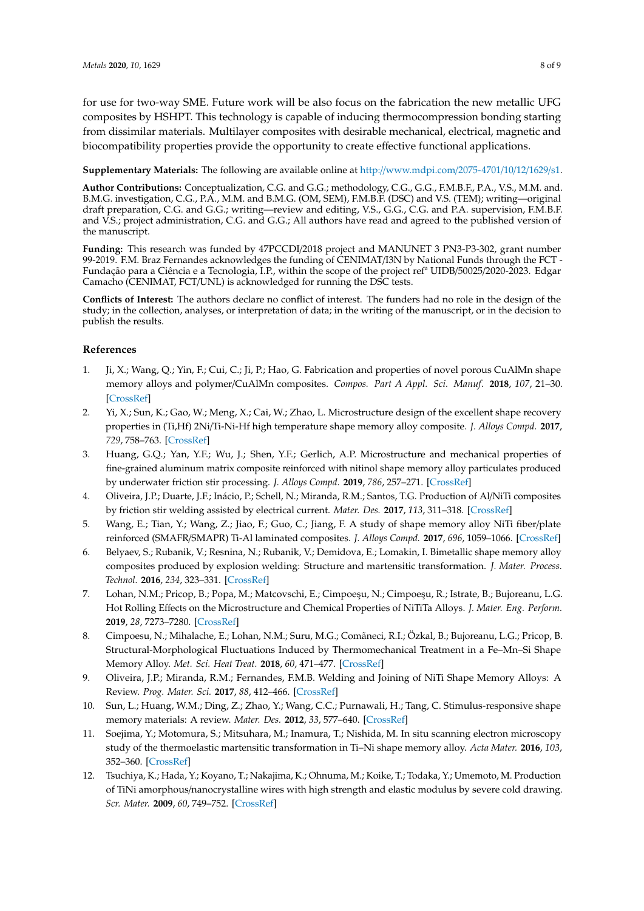for use for two-way SME. Future work will be also focus on the fabrication the new metallic UFG composites by HSHPT. This technology is capable of inducing thermocompression bonding starting from dissimilar materials. Multilayer composites with desirable mechanical, electrical, magnetic and biocompatibility properties provide the opportunity to create effective functional applications.

**Supplementary Materials:** The following are available online at http://www.mdpi.com/2075-4701/10/12/1629/s1.

**Author Contributions:** Conceptualization, C.G. and G.G.; methodology, C.G., G.G., F.M.B.F., P.A., V.S., M.M. and. B.M.G. investigation, C.G., P.A., M.M. and B.M.G. (OM, SEM), F.M.B.F. (DSC) and V.S. (TEM); writing—original draft preparation, C.G. and G.G.; writing—review and editing, V.S., G.G., C.G. and P.A. supervision, F.M.B.F. and V.S.; project administration, C.G. and G.G.; All authors have read and agreed to the published version of the manuscript.

**Funding:** This research was funded by 47PCCDI/2018 project and MANUNET 3 PN3-P3-302, grant number 99-2019. F.M. Braz Fernandes acknowledges the funding of CENIMAT/I3N by National Funds through the FCT - Fundação para a Ciência e a Tecnologia, I.P., within the scope of the project refª UIDB/50025/2020-2023. Edgar Camacho (CENIMAT, FCT/UNL) is acknowledged for running the DSC tests.

**Conflicts of Interest:** The authors declare no conflict of interest. The funders had no role in the design of the study; in the collection, analyses, or interpretation of data; in the writing of the manuscript, or in the decision to publish the results.

## References

1. Ji, X.; Wang, Q.; Yin, F.; Cui, C.; Ji, P.; Hao, G. Fabrication and properties of novel porous CuAlMn shape memory alloys and polymer/CuAlMn composites. *Compos. Part A Appl. Sci. Manuf.* **2018**, *107*, 21–30. [CrossRef]
2. Yi, X.; Sun, K.; Gao, W.; Meng, X.; Cai, W.; Zhao, L. Microstructure design of the excellent shape recovery properties in (Ti,Hf) 2Ni/Ti-Ni-Hf high temperature shape memory alloy composite. *J. Alloys Compd.* **2017**, *729*, 758–763. [CrossRef]
3. Huang, G.Q.; Yan, Y.F.; Wu, J.; Shen, Y.F.; Gerlich, A.P. Microstructure and mechanical properties of fine-grained aluminum matrix composite reinforced with nitinol shape memory alloy particulates produced by underwater friction stir processing. *J. Alloys Compd.* **2019**, *786*, 257–271. [CrossRef]
4. Oliveira, J.P.; Duarte, J.F.; Inácio, P.; Schell, N.; Miranda, R.M.; Santos, T.G. Production of Al/NiTi composites by friction stir welding assisted by electrical current. *Mater. Des.* **2017**, *113*, 311–318. [CrossRef]
5. Wang, E.; Tian, Y.; Wang, Z.; Jiao, F.; Guo, C.; Jiang, F. A study of shape memory alloy NiTi fiber/plate reinforced (SMAFR/SMAPR) Ti-Al laminated composites. *J. Alloys Compd.* **2017**, *696*, 1059–1066. [CrossRef]
6. Belyaev, S.; Rubanik, V.; Resnina, N.; Rubanik, V.; Demidova, E.; Lomakin, I. Bimetallic shape memory alloy composites produced by explosion welding: Structure and martensitic transformation. *J. Mater. Process. Technol.* **2016**, *234*, 323–331. [CrossRef]
7. Lohan, N.M.; Pricop, B.; Popa, M.; Matcovschi, E.; Cimpoeşu, N.; Cimpoeşu, R.; Istrate, B.; Bujoreanu, L.G. Hot Rolling Effects on the Microstructure and Chemical Properties of NiTiTa Alloys. *J. Mater. Eng. Perform.* **2019**, *28*, 7273–7280. [CrossRef]
8. Cimpoesu, N.; Mihalache, E.; Lohan, N.M.; Suru, M.G.; Comăneci, R.I.; Özkal, B.; Bujoreanu, L.G.; Pricop, B. Structural-Morphological Fluctuations Induced by Thermomechanical Treatment in a Fe–Mn–Si Shape Memory Alloy. *Met. Sci. Heat Treat.* **2018**, *60*, 471–477. [CrossRef]
9. Oliveira, J.P.; Miranda, R.M.; Fernandes, F.M.B. Welding and Joining of NiTi Shape Memory Alloys: A Review. *Prog. Mater. Sci.* **2017**, *88*, 412–466. [CrossRef]
10. Sun, L.; Huang, W.M.; Ding, Z.; Zhao, Y.; Wang, C.C.; Purnawali, H.; Tang, C. Stimulus-responsive shape memory materials: A review. *Mater. Des.* **2012**, *33*, 577–640. [CrossRef]
11. Soejima, Y.; Motomura, S.; Mitsuhara, M.; Inamura, T.; Nishida, M. In situ scanning electron microscopy study of the thermoelastic martensitic transformation in Ti–Ni shape memory alloy. *Acta Mater.* **2016**, *103*, 352–360. [CrossRef]
12. Tsuchiya, K.; Hada, Y.; Koyano, T.; Nakajima, K.; Ohnuma, M.; Koike, T.; Todaka, Y.; Umemoto, M. Production of TiNi amorphous/nanocrystalline wires with high strength and elastic modulus by severe cold drawing. *Scr. Mater.* **2009**, *60*, 749–752. [CrossRef]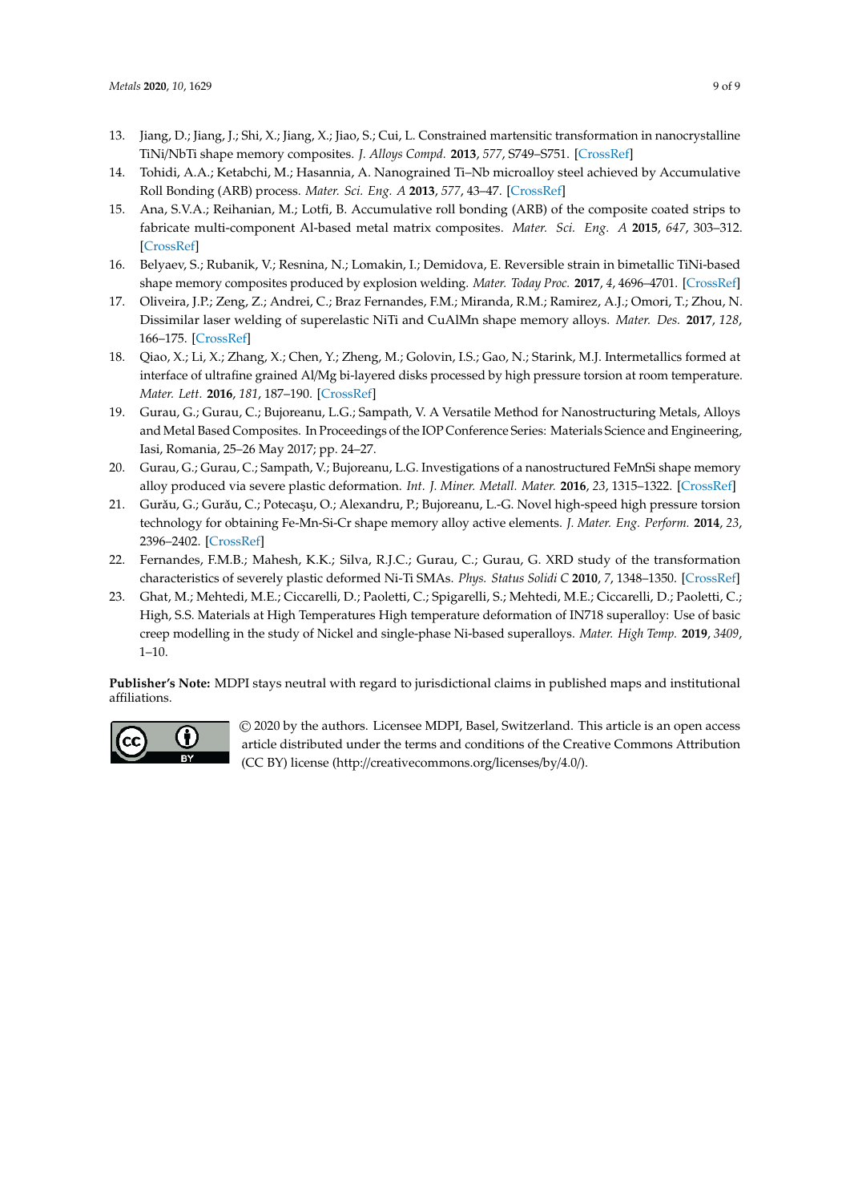13. Jiang, D.; Jiang, J.; Shi, X.; Jiang, X.; Jiao, S.; Cui, L. Constrained martensitic transformation in nanocrystalline TiNi/NbTi shape memory composites. *J. Alloys Compd.* **2013**, *577*, S749–S751. [CrossRef]
14. Tohidi, A.A.; Ketabchi, M.; Hasannia, A. Nanograined Ti–Nb microalloy steel achieved by Accumulative Roll Bonding (ARB) process. *Mater. Sci. Eng. A* **2013**, *577*, 43–47. [CrossRef]
15. Ana, S.V.A.; Reihanian, M.; Lotfi, B. Accumulative roll bonding (ARB) of the composite coated strips to fabricate multi-component Al-based metal matrix composites. *Mater. Sci. Eng. A* **2015**, *647*, 303–312. [CrossRef]
16. Belyaev, S.; Rubanik, V.; Resnina, N.; Lomakin, I.; Demidova, E. Reversible strain in bimetallic TiNi-based shape memory composites produced by explosion welding. *Mater. Today Proc.* **2017**, *4*, 4696–4701. [CrossRef]
17. Oliveira, J.P.; Zeng, Z.; Andrei, C.; Braz Fernandes, F.M.; Miranda, R.M.; Ramirez, A.J.; Omori, T.; Zhou, N. Dissimilar laser welding of superelastic NiTi and CuAlMn shape memory alloys. *Mater. Des.* **2017**, *128*, 166–175. [CrossRef]
18. Qiao, X.; Li, X.; Zhang, X.; Chen, Y.; Zheng, M.; Golovin, I.S.; Gao, N.; Starink, M.J. Intermetallics formed at interface of ultrafine grained Al/Mg bi-layered disks processed by high pressure torsion at room temperature. *Mater. Lett.* **2016**, *181*, 187–190. [CrossRef]
19. Gurau, G.; Gurau, C.; Bujoreanu, L.G.; Sampath, V. A Versatile Method for Nanostructuring Metals, Alloys and Metal Based Composites. In Proceedings of the IOP Conference Series: Materials Science and Engineering, Iasi, Romania, 25–26 May 2017; pp. 24–27.
20. Gurau, G.; Gurau, C.; Sampath, V.; Bujoreanu, L.G. Investigations of a nanostructured FeMnSi shape memory alloy produced via severe plastic deformation. *Int. J. Miner. Metall. Mater.* **2016**, *23*, 1315–1322. [CrossRef]
21. Gurău, G.; Gurău, C.; Potecașu, O.; Alexandru, P.; Bujoreanu, L.-G. Novel high-speed high pressure torsion technology for obtaining Fe-Mn-Si-Cr shape memory alloy active elements. *J. Mater. Eng. Perform.* **2014**, *23*, 2396–2402. [CrossRef]
22. Fernandes, F.M.B.; Mahesh, K.K.; Silva, R.J.C.; Gurau, C.; Gurau, G. XRD study of the transformation characteristics of severely plastic deformed Ni-Ti SMAs. *Phys. Status Solidi C* **2010**, *7*, 1348–1350. [CrossRef]
23. Ghat, M.; Mehtedi, M.E.; Ciccarelli, D.; Paoletti, C.; Spigarelli, S.; Mehtedi, M.E.; Ciccarelli, D.; Paoletti, C.; High, S.S. Materials at High Temperatures High temperature deformation of IN718 superalloy: Use of basic creep modelling in the study of Nickel and single-phase Ni-based superalloys. *Mater. High Temp.* **2019**, *3409*, 1–10.

**Publisher's Note:** MDPI stays neutral with regard to jurisdictional claims in published maps and institutional affiliations.

© 2020 by the authors. Licensee MDPI, Basel, Switzerland. This article is an open access article distributed under the terms and conditions of the Creative Commons Attribution (CC BY) license (http://creativecommons.org/licenses/by/4.0/).